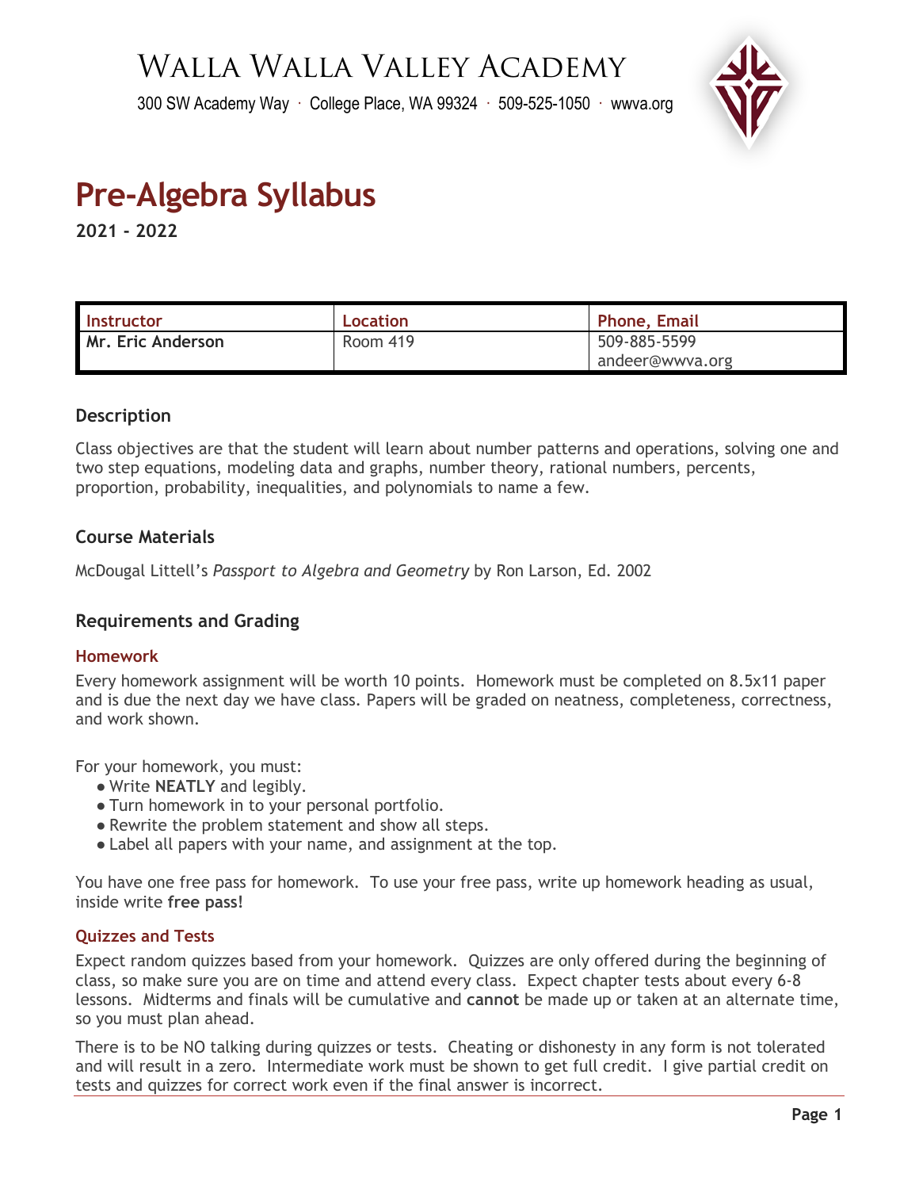# Walla Walla Valley Academy

300 SW Academy Way · College Place, WA 99324 · 509-525-1050 · wwva.org

# Pre-Algebra Syllabus

**2021 - 2022**

| Instructor | Location | Phone, Email |
|---|---|---|
| **Mr. Eric Anderson** | Room 419 | 509-885-5599<br>andeer@wwva.org |

## Description

Class objectives are that the student will learn about number patterns and operations, solving one and two step equations, modeling data and graphs, number theory, rational numbers, percents, proportion, probability, inequalities, and polynomials to name a few.

## Course Materials

McDougal Littell's *Passport to Algebra and Geometry* by Ron Larson, Ed. 2002

## Requirements and Grading

### Homework

Every homework assignment will be worth 10 points. Homework must be completed on 8.5x11 paper and is due the next day we have class. Papers will be graded on neatness, completeness, correctness, and work shown.

For your homework, you must:

- Write **NEATLY** and legibly.
- Turn homework in to your personal portfolio.
- Rewrite the problem statement and show all steps.
- Label all papers with your name, and assignment at the top.

You have one free pass for homework. To use your free pass, write up homework heading as usual, inside write **free pass!**

### Quizzes and Tests

Expect random quizzes based from your homework. Quizzes are only offered during the beginning of class, so make sure you are on time and attend every class. Expect chapter tests about every 6-8 lessons. Midterms and finals will be cumulative and **cannot** be made up or taken at an alternate time, so you must plan ahead.

There is to be NO talking during quizzes or tests. Cheating or dishonesty in any form is not tolerated and will result in a zero. Intermediate work must be shown to get full credit. I give partial credit on tests and quizzes for correct work even if the final answer is incorrect.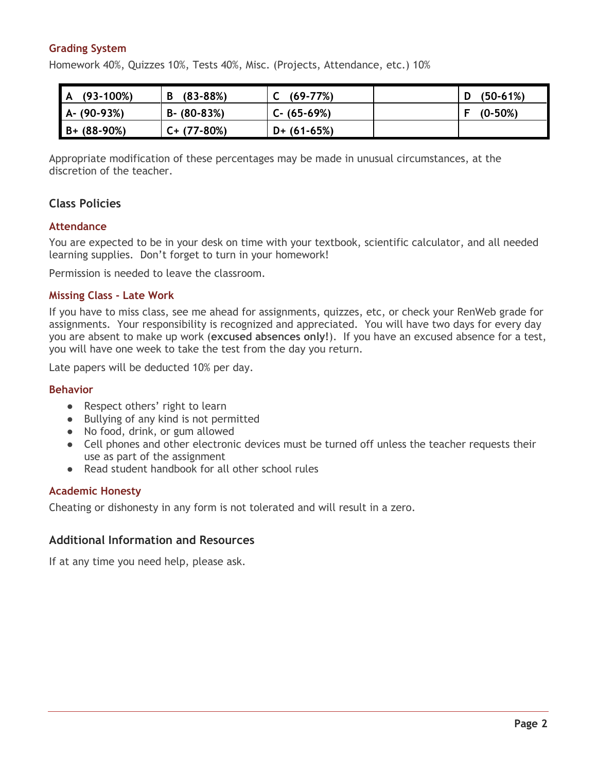### Grading System

Homework 40%, Quizzes 10%, Tests 40%, Misc. (Projects, Attendance, etc.) 10%

| | | | | |
|---|---|---|---|---|
| **A (93-100%)** | **B (83-88%)** | **C (69-77%)** | | **D (50-61%)** |
| **A- (90-93%)** | **B- (80-83%)** | **C- (65-69%)** | | **F (0-50%)** |
| **B+ (88-90%)** | **C+ (77-80%)** | **D+ (61-65%)** | | |

Appropriate modification of these percentages may be made in unusual circumstances, at the discretion of the teacher.

## Class Policies

### Attendance

You are expected to be in your desk on time with your textbook, scientific calculator, and all needed learning supplies. Don't forget to turn in your homework!

Permission is needed to leave the classroom.

### Missing Class - Late Work

If you have to miss class, see me ahead for assignments, quizzes, etc, or check your RenWeb grade for assignments. Your responsibility is recognized and appreciated. You will have two days for every day you are absent to make up work (**excused absences only!**). If you have an excused absence for a test, you will have one week to take the test from the day you return.

Late papers will be deducted 10% per day.

### Behavior

- Respect others' right to learn
- Bullying of any kind is not permitted
- No food, drink, or gum allowed
- Cell phones and other electronic devices must be turned off unless the teacher requests their use as part of the assignment
- Read student handbook for all other school rules

### Academic Honesty

Cheating or dishonesty in any form is not tolerated and will result in a zero.

## Additional Information and Resources

If at any time you need help, please ask.